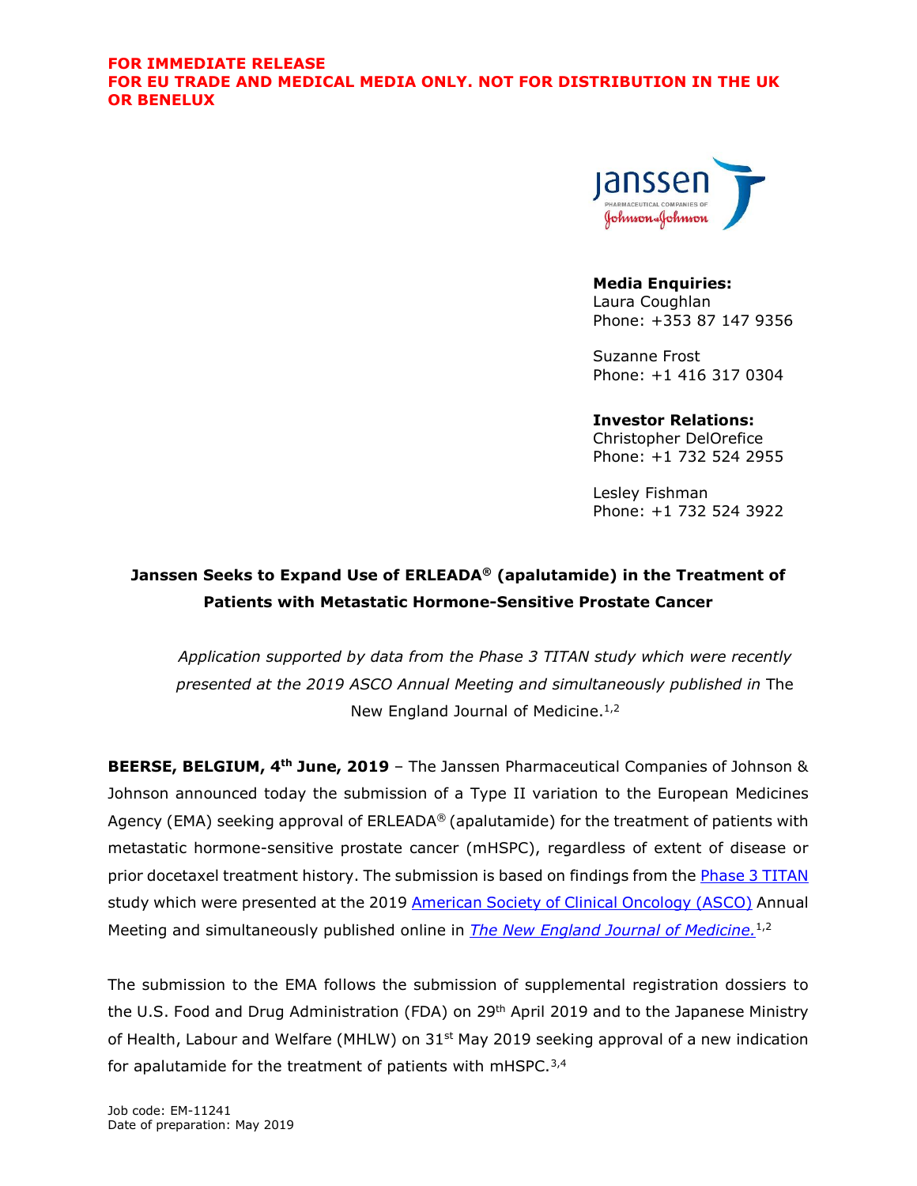**FOR IMMEDIATE RELEASE**
**FOR EU TRADE AND MEDICAL MEDIA ONLY. NOT FOR DISTRIBUTION IN THE UK OR BENELUX**

**Media Enquiries:**
Laura Coughlan
Phone: +353 87 147 9356

Suzanne Frost
Phone: +1 416 317 0304

**Investor Relations:**
Christopher DelOrefice
Phone: +1 732 524 2955

Lesley Fishman
Phone: +1 732 524 3922

# Janssen Seeks to Expand Use of ERLEADA® (apalutamide) in the Treatment of Patients with Metastatic Hormone-Sensitive Prostate Cancer

*Application supported by data from the Phase 3 TITAN study which were recently presented at the 2019 ASCO Annual Meeting and simultaneously published in* The New England Journal of Medicine.[1,2]

**BEERSE, BELGIUM, 4th June, 2019** – The Janssen Pharmaceutical Companies of Johnson & Johnson announced today the submission of a Type II variation to the European Medicines Agency (EMA) seeking approval of ERLEADA® (apalutamide) for the treatment of patients with metastatic hormone-sensitive prostate cancer (mHSPC), regardless of extent of disease or prior docetaxel treatment history. The submission is based on findings from the Phase 3 TITAN study which were presented at the 2019 American Society of Clinical Oncology (ASCO) Annual Meeting and simultaneously published online in *The New England Journal of Medicine.*[1,2]

The submission to the EMA follows the submission of supplemental registration dossiers to the U.S. Food and Drug Administration (FDA) on 29th April 2019 and to the Japanese Ministry of Health, Labour and Welfare (MHLW) on 31st May 2019 seeking approval of a new indication for apalutamide for the treatment of patients with mHSPC.[3,4]

Job code: EM-11241
Date of preparation: May 2019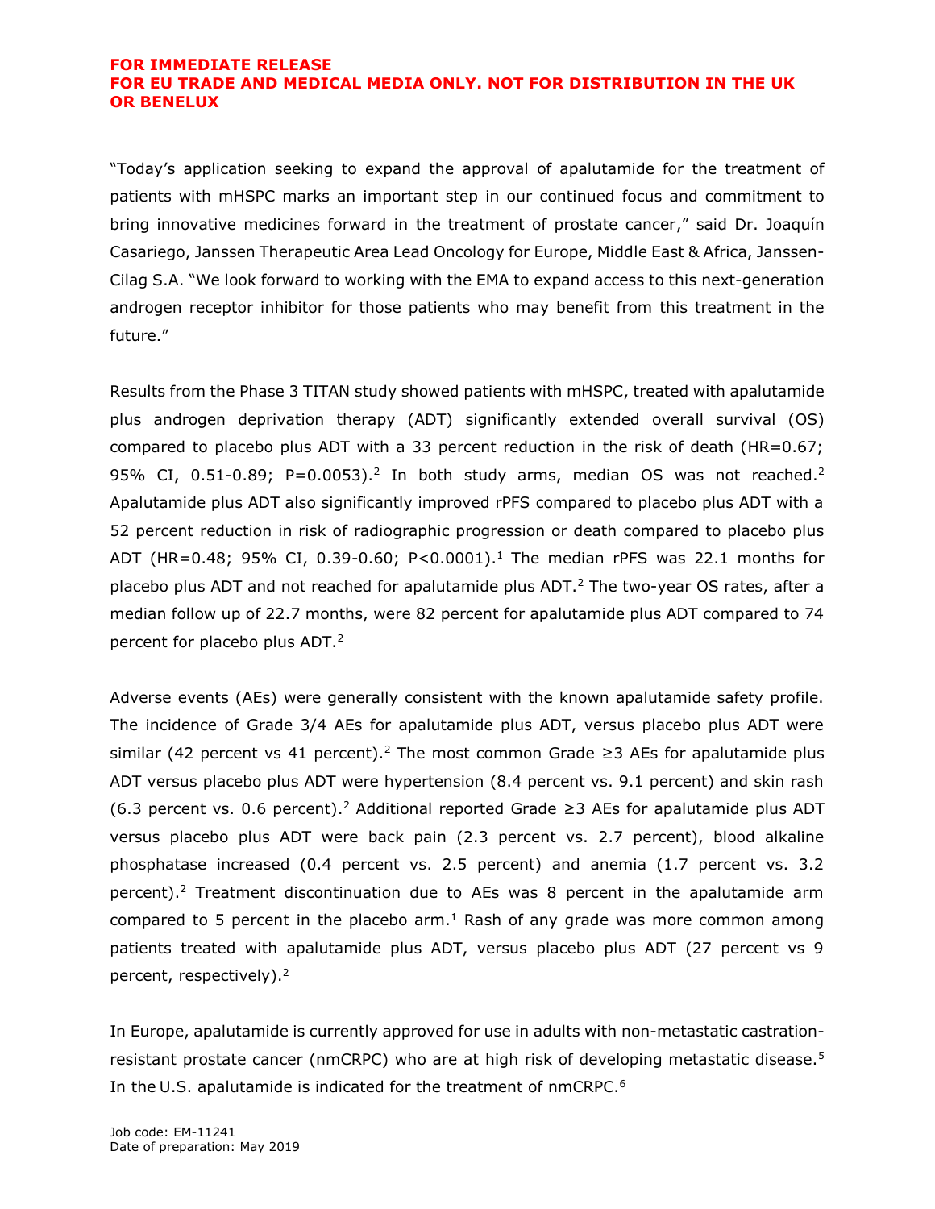**FOR IMMEDIATE RELEASE**
**FOR EU TRADE AND MEDICAL MEDIA ONLY. NOT FOR DISTRIBUTION IN THE UK OR BENELUX**

"Today's application seeking to expand the approval of apalutamide for the treatment of patients with mHSPC marks an important step in our continued focus and commitment to bring innovative medicines forward in the treatment of prostate cancer," said Dr. Joaquín Casariego, Janssen Therapeutic Area Lead Oncology for Europe, Middle East & Africa, Janssen-Cilag S.A. "We look forward to working with the EMA to expand access to this next-generation androgen receptor inhibitor for those patients who may benefit from this treatment in the future."

Results from the Phase 3 TITAN study showed patients with mHSPC, treated with apalutamide plus androgen deprivation therapy (ADT) significantly extended overall survival (OS) compared to placebo plus ADT with a 33 percent reduction in the risk of death (HR=0.67; 95% CI, 0.51-0.89; P=0.0053).[2] In both study arms, median OS was not reached.[2] Apalutamide plus ADT also significantly improved rPFS compared to placebo plus ADT with a 52 percent reduction in risk of radiographic progression or death compared to placebo plus ADT (HR=0.48; 95% CI, 0.39-0.60; P<0.0001).[1] The median rPFS was 22.1 months for placebo plus ADT and not reached for apalutamide plus ADT.[2] The two-year OS rates, after a median follow up of 22.7 months, were 82 percent for apalutamide plus ADT compared to 74 percent for placebo plus ADT.[2]

Adverse events (AEs) were generally consistent with the known apalutamide safety profile. The incidence of Grade 3/4 AEs for apalutamide plus ADT, versus placebo plus ADT were similar (42 percent vs 41 percent).[2] The most common Grade ≥3 AEs for apalutamide plus ADT versus placebo plus ADT were hypertension (8.4 percent vs. 9.1 percent) and skin rash (6.3 percent vs. 0.6 percent).[2] Additional reported Grade ≥3 AEs for apalutamide plus ADT versus placebo plus ADT were back pain (2.3 percent vs. 2.7 percent), blood alkaline phosphatase increased (0.4 percent vs. 2.5 percent) and anemia (1.7 percent vs. 3.2 percent).[2] Treatment discontinuation due to AEs was 8 percent in the apalutamide arm compared to 5 percent in the placebo arm.[1] Rash of any grade was more common among patients treated with apalutamide plus ADT, versus placebo plus ADT (27 percent vs 9 percent, respectively).[2]

In Europe, apalutamide is currently approved for use in adults with non-metastatic castration-resistant prostate cancer (nmCRPC) who are at high risk of developing metastatic disease.[5] In the U.S. apalutamide is indicated for the treatment of nmCRPC.[6]

Job code: EM-11241
Date of preparation: May 2019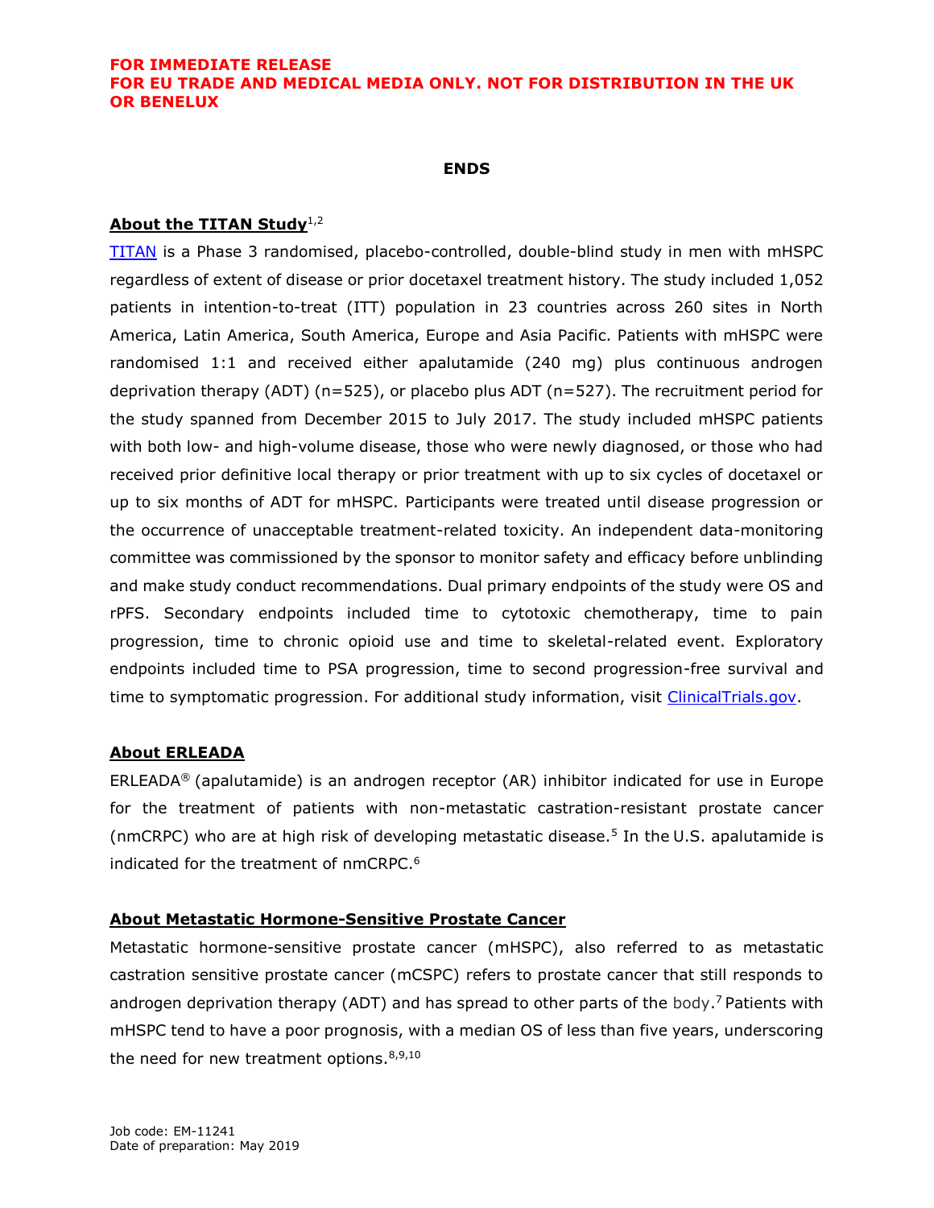**FOR IMMEDIATE RELEASE**
**FOR EU TRADE AND MEDICAL MEDIA ONLY. NOT FOR DISTRIBUTION IN THE UK OR BENELUX**

**ENDS**

## About the TITAN Study[1,2]

TITAN is a Phase 3 randomised, placebo-controlled, double-blind study in men with mHSPC regardless of extent of disease or prior docetaxel treatment history. The study included 1,052 patients in intention-to-treat (ITT) population in 23 countries across 260 sites in North America, Latin America, South America, Europe and Asia Pacific. Patients with mHSPC were randomised 1:1 and received either apalutamide (240 mg) plus continuous androgen deprivation therapy (ADT) (n=525), or placebo plus ADT (n=527). The recruitment period for the study spanned from December 2015 to July 2017. The study included mHSPC patients with both low- and high-volume disease, those who were newly diagnosed, or those who had received prior definitive local therapy or prior treatment with up to six cycles of docetaxel or up to six months of ADT for mHSPC. Participants were treated until disease progression or the occurrence of unacceptable treatment-related toxicity. An independent data-monitoring committee was commissioned by the sponsor to monitor safety and efficacy before unblinding and make study conduct recommendations. Dual primary endpoints of the study were OS and rPFS. Secondary endpoints included time to cytotoxic chemotherapy, time to pain progression, time to chronic opioid use and time to skeletal-related event. Exploratory endpoints included time to PSA progression, time to second progression-free survival and time to symptomatic progression. For additional study information, visit ClinicalTrials.gov.

## About ERLEADA

ERLEADA® (apalutamide) is an androgen receptor (AR) inhibitor indicated for use in Europe for the treatment of patients with non-metastatic castration-resistant prostate cancer (nmCRPC) who are at high risk of developing metastatic disease.[5] In the U.S. apalutamide is indicated for the treatment of nmCRPC.[6]

## About Metastatic Hormone-Sensitive Prostate Cancer

Metastatic hormone-sensitive prostate cancer (mHSPC), also referred to as metastatic castration sensitive prostate cancer (mCSPC) refers to prostate cancer that still responds to androgen deprivation therapy (ADT) and has spread to other parts of the body.[7] Patients with mHSPC tend to have a poor prognosis, with a median OS of less than five years, underscoring the need for new treatment options.[8,9,10]

Job code: EM-11241
Date of preparation: May 2019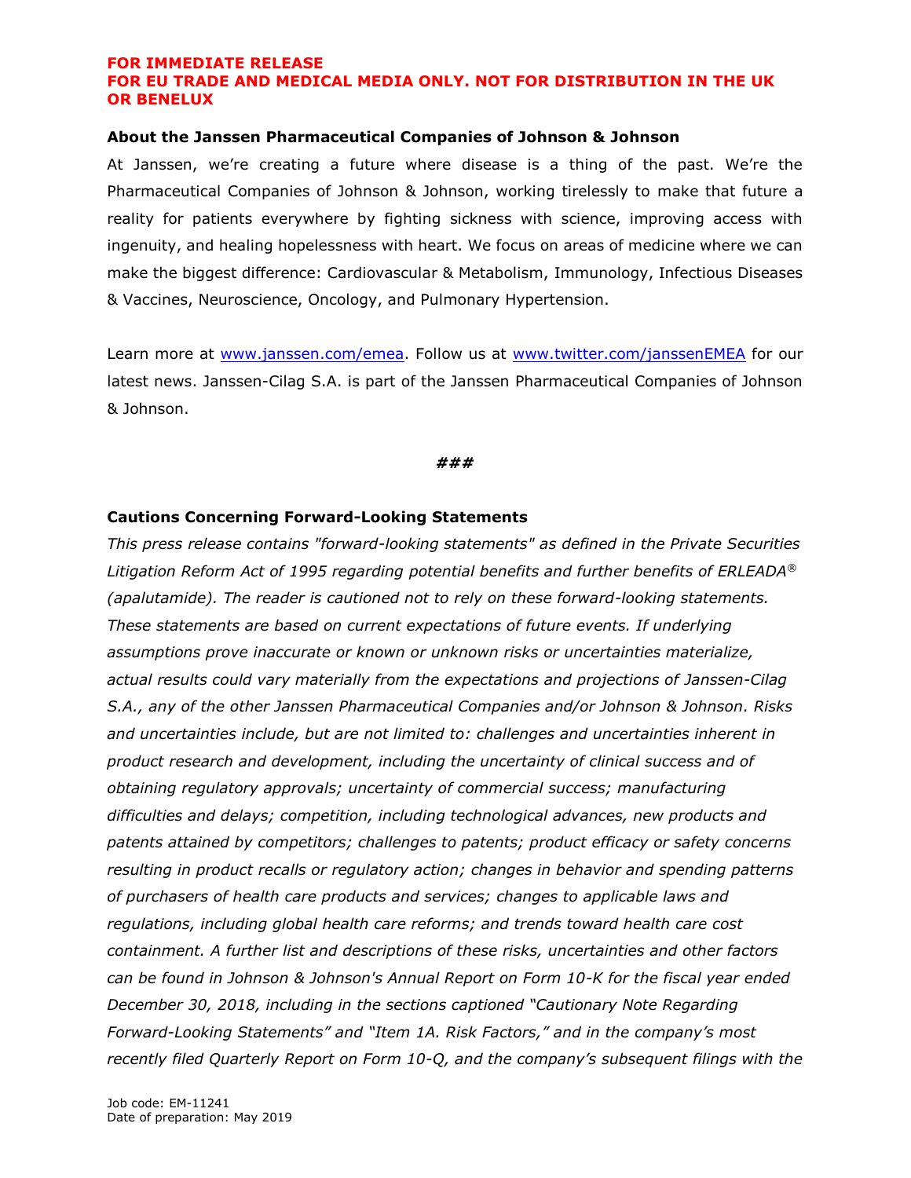**FOR IMMEDIATE RELEASE**
**FOR EU TRADE AND MEDICAL MEDIA ONLY. NOT FOR DISTRIBUTION IN THE UK OR BENELUX**

**About the Janssen Pharmaceutical Companies of Johnson & Johnson**

At Janssen, we're creating a future where disease is a thing of the past. We're the Pharmaceutical Companies of Johnson & Johnson, working tirelessly to make that future a reality for patients everywhere by fighting sickness with science, improving access with ingenuity, and healing hopelessness with heart. We focus on areas of medicine where we can make the biggest difference: Cardiovascular & Metabolism, Immunology, Infectious Diseases & Vaccines, Neuroscience, Oncology, and Pulmonary Hypertension.

Learn more at [www.janssen.com/emea](www.janssen.com/emea). Follow us at [www.twitter.com/janssenEMEA](www.twitter.com/janssenEMEA) for our latest news. Janssen-Cilag S.A. is part of the Janssen Pharmaceutical Companies of Johnson & Johnson.

***###***

**Cautions Concerning Forward-Looking Statements**

*This press release contains "forward-looking statements" as defined in the Private Securities Litigation Reform Act of 1995 regarding potential benefits and further benefits of ERLEADA® (apalutamide). The reader is cautioned not to rely on these forward-looking statements. These statements are based on current expectations of future events. If underlying assumptions prove inaccurate or known or unknown risks or uncertainties materialize, actual results could vary materially from the expectations and projections of Janssen-Cilag S.A., any of the other Janssen Pharmaceutical Companies and/or Johnson & Johnson. Risks and uncertainties include, but are not limited to: challenges and uncertainties inherent in product research and development, including the uncertainty of clinical success and of obtaining regulatory approvals; uncertainty of commercial success; manufacturing difficulties and delays; competition, including technological advances, new products and patents attained by competitors; challenges to patents; product efficacy or safety concerns resulting in product recalls or regulatory action; changes in behavior and spending patterns of purchasers of health care products and services; changes to applicable laws and regulations, including global health care reforms; and trends toward health care cost containment. A further list and descriptions of these risks, uncertainties and other factors can be found in Johnson & Johnson's Annual Report on Form 10-K for the fiscal year ended December 30, 2018, including in the sections captioned "Cautionary Note Regarding Forward-Looking Statements" and "Item 1A. Risk Factors," and in the company's most recently filed Quarterly Report on Form 10-Q, and the company's subsequent filings with the*

Job code: EM-11241
Date of preparation: May 2019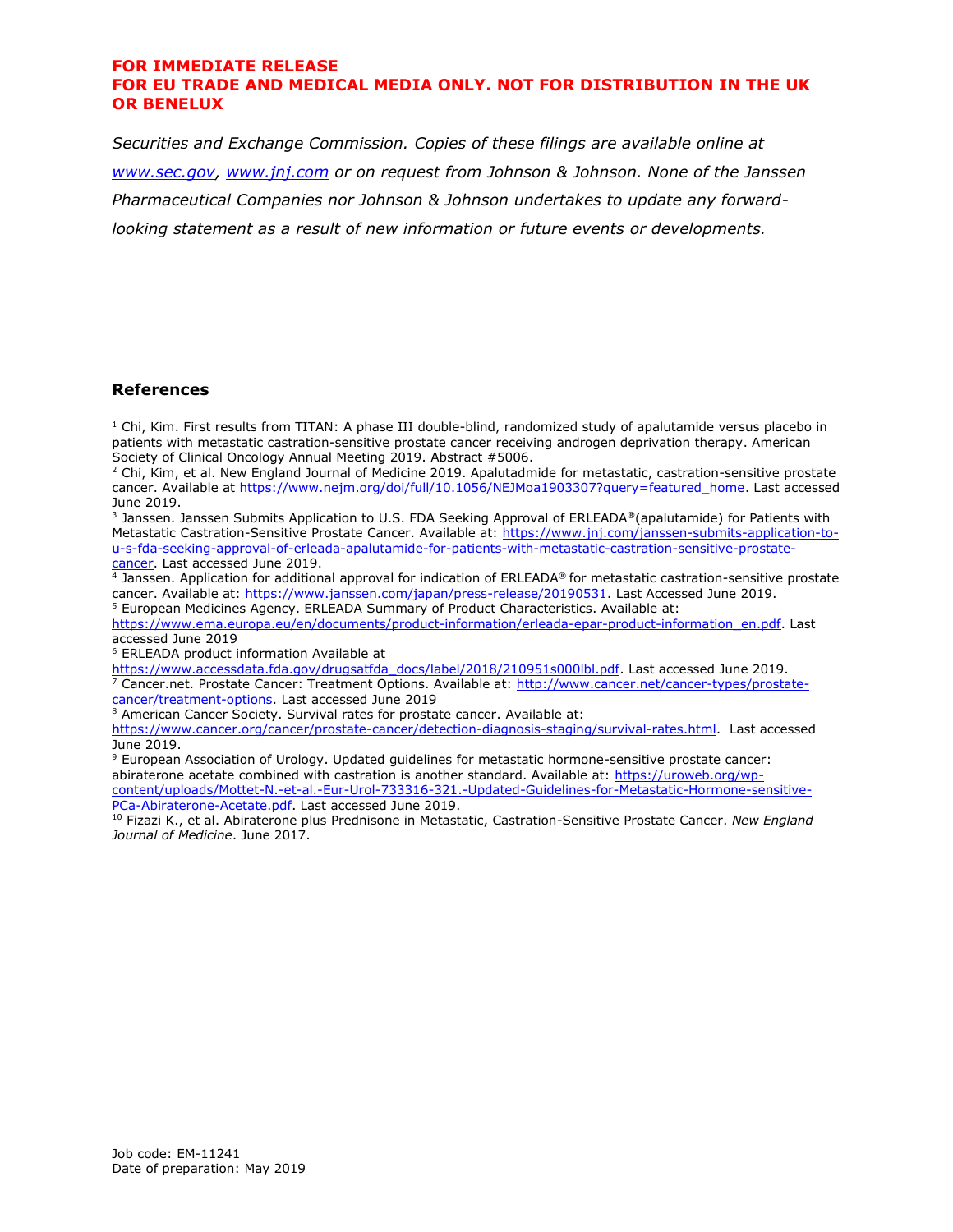**FOR IMMEDIATE RELEASE**
**FOR EU TRADE AND MEDICAL MEDIA ONLY. NOT FOR DISTRIBUTION IN THE UK OR BENELUX**

*Securities and Exchange Commission. Copies of these filings are available online at www.sec.gov, www.jnj.com or on request from Johnson & Johnson. None of the Janssen Pharmaceutical Companies nor Johnson & Johnson undertakes to update any forward-looking statement as a result of new information or future events or developments.*

## References

[1] Chi, Kim. First results from TITAN: A phase III double-blind, randomized study of apalutamide versus placebo in patients with metastatic castration-sensitive prostate cancer receiving androgen deprivation therapy. American Society of Clinical Oncology Annual Meeting 2019. Abstract #5006.

[2] Chi, Kim, et al. New England Journal of Medicine 2019. Apalutadmide for metastatic, castration-sensitive prostate cancer. Available at https://www.nejm.org/doi/full/10.1056/NEJMoa1903307?query=featured_home. Last accessed June 2019.

[3] Janssen. Janssen Submits Application to U.S. FDA Seeking Approval of ERLEADA®(apalutamide) for Patients with Metastatic Castration-Sensitive Prostate Cancer. Available at: https://www.jnj.com/janssen-submits-application-to-u-s-fda-seeking-approval-of-erleada-apalutamide-for-patients-with-metastatic-castration-sensitive-prostate-cancer. Last accessed June 2019.

[4] Janssen. Application for additional approval for indication of ERLEADA® for metastatic castration-sensitive prostate cancer. Available at: https://www.janssen.com/japan/press-release/20190531. Last Accessed June 2019.

[5] European Medicines Agency. ERLEADA Summary of Product Characteristics. Available at: https://www.ema.europa.eu/en/documents/product-information/erleada-epar-product-information_en.pdf. Last accessed June 2019

[6] ERLEADA product information Available at https://www.accessdata.fda.gov/drugsatfda_docs/label/2018/210951s000lbl.pdf. Last accessed June 2019.

[7] Cancer.net. Prostate Cancer: Treatment Options. Available at: http://www.cancer.net/cancer-types/prostate-cancer/treatment-options. Last accessed June 2019

[8] American Cancer Society. Survival rates for prostate cancer. Available at: https://www.cancer.org/cancer/prostate-cancer/detection-diagnosis-staging/survival-rates.html. Last accessed June 2019.

[9] European Association of Urology. Updated guidelines for metastatic hormone-sensitive prostate cancer: abiraterone acetate combined with castration is another standard. Available at: https://uroweb.org/wp-content/uploads/Mottet-N.-et-al.-Eur-Urol-733316-321.-Updated-Guidelines-for-Metastatic-Hormone-sensitive-PCa-Abiraterone-Acetate.pdf. Last accessed June 2019.

[10] Fizazi K., et al. Abiraterone plus Prednisone in Metastatic, Castration-Sensitive Prostate Cancer. *New England Journal of Medicine*. June 2017.

Job code: EM-11241
Date of preparation: May 2019